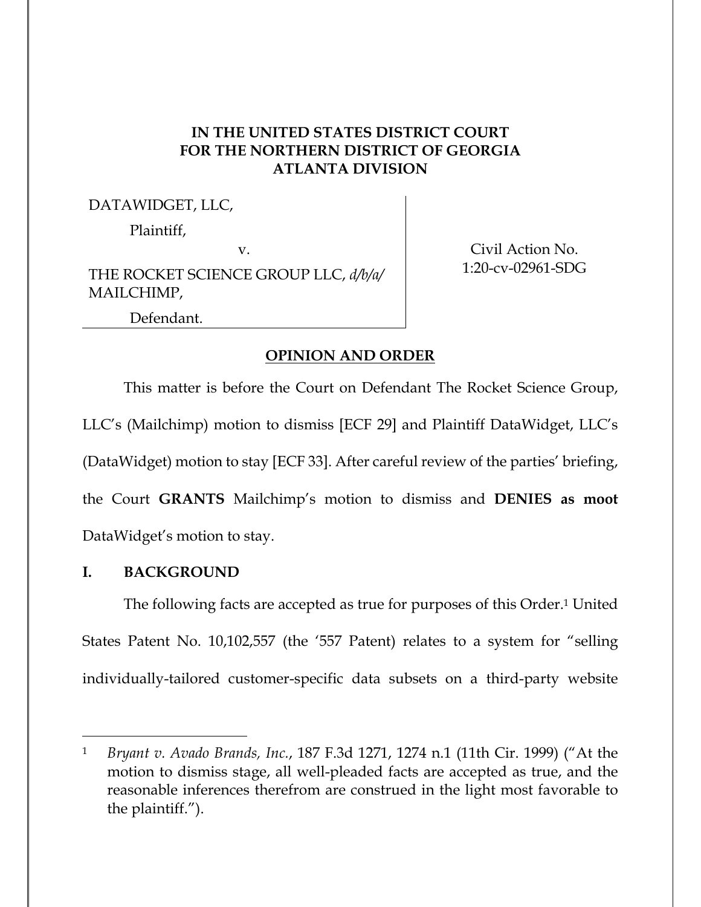**IN THE UNITED STATES DISTRICT COURT**
**FOR THE NORTHERN DISTRICT OF GEORGIA**
**ATLANTA DIVISION**

| | |
|---|---|
| DATAWIDGET, LLC,<br>Plaintiff,<br>v.<br>THE ROCKET SCIENCE GROUP LLC, *d/b/a/* MAILCHIMP,<br>Defendant. | Civil Action No.<br>1:20-cv-02961-SDG |

**OPINION AND ORDER**

This matter is before the Court on Defendant The Rocket Science Group, LLC's (Mailchimp) motion to dismiss [ECF 29] and Plaintiff DataWidget, LLC's (DataWidget) motion to stay [ECF 33]. After careful review of the parties' briefing, the Court **GRANTS** Mailchimp's motion to dismiss and **DENIES as moot** DataWidget's motion to stay.

## I. BACKGROUND

The following facts are accepted as true for purposes of this Order.[1] United States Patent No. 10,102,557 (the '557 Patent) relates to a system for "selling individually-tailored customer-specific data subsets on a third-party website

[1] *Bryant v. Avado Brands, Inc.*, 187 F.3d 1271, 1274 n.1 (11th Cir. 1999) ("At the motion to dismiss stage, all well-pleaded facts are accepted as true, and the reasonable inferences therefrom are construed in the light most favorable to the plaintiff.").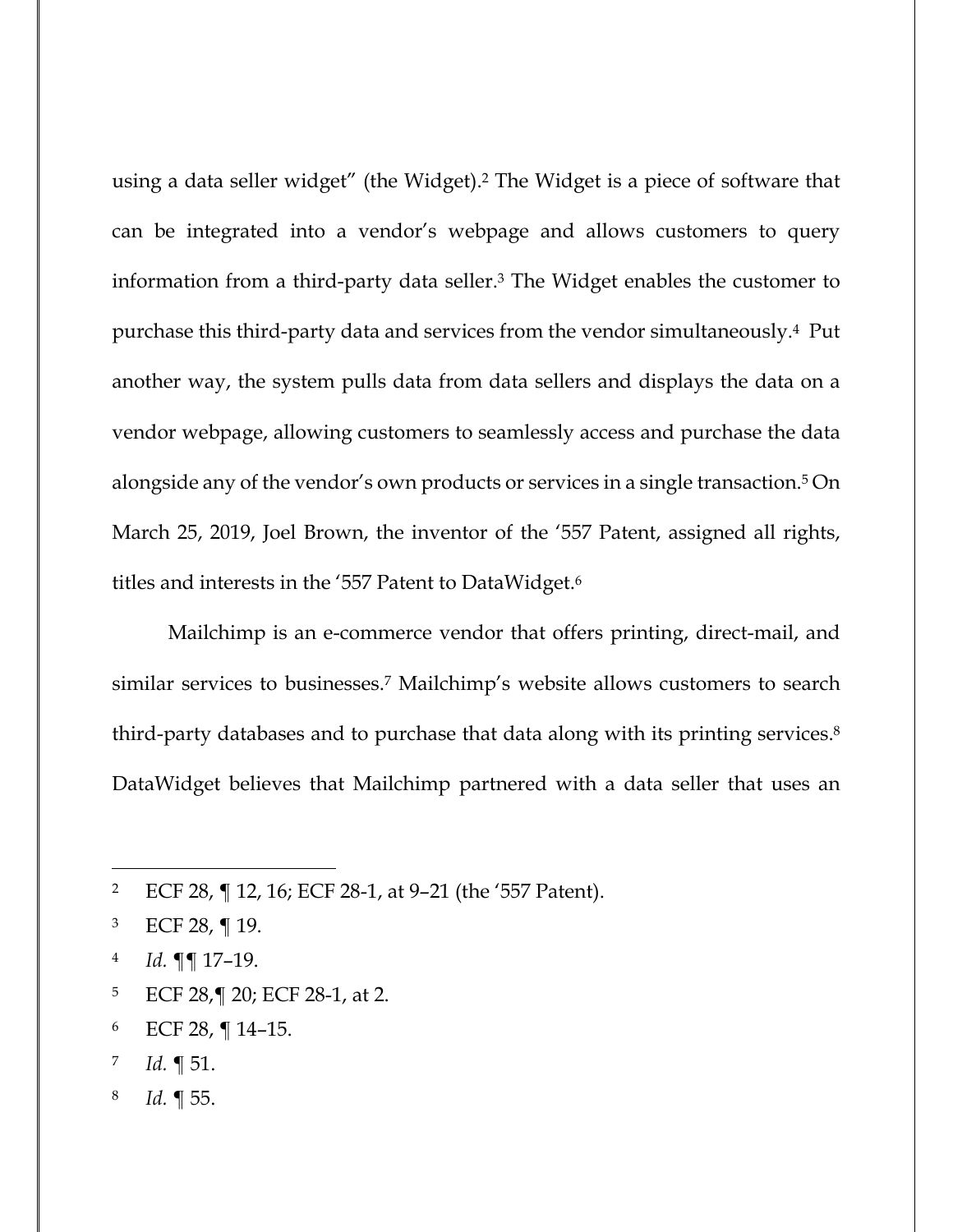using a data seller widget" (the Widget).[2] The Widget is a piece of software that can be integrated into a vendor's webpage and allows customers to query information from a third-party data seller.[3] The Widget enables the customer to purchase this third-party data and services from the vendor simultaneously.[4] Put another way, the system pulls data from data sellers and displays the data on a vendor webpage, allowing customers to seamlessly access and purchase the data alongside any of the vendor's own products or services in a single transaction.[5] On March 25, 2019, Joel Brown, the inventor of the '557 Patent, assigned all rights, titles and interests in the '557 Patent to DataWidget.[6]

Mailchimp is an e-commerce vendor that offers printing, direct-mail, and similar services to businesses.[7] Mailchimp's website allows customers to search third-party databases and to purchase that data along with its printing services.[8] DataWidget believes that Mailchimp partnered with a data seller that uses an

---

[2] ECF 28, ¶ 12, 16; ECF 28-1, at 9–21 (the '557 Patent).

[3] ECF 28, ¶ 19.

[4] *Id.* ¶¶ 17–19.

[5] ECF 28,¶ 20; ECF 28-1, at 2.

[6] ECF 28, ¶ 14–15.

[7] *Id.* ¶ 51.

[8] *Id.* ¶ 55.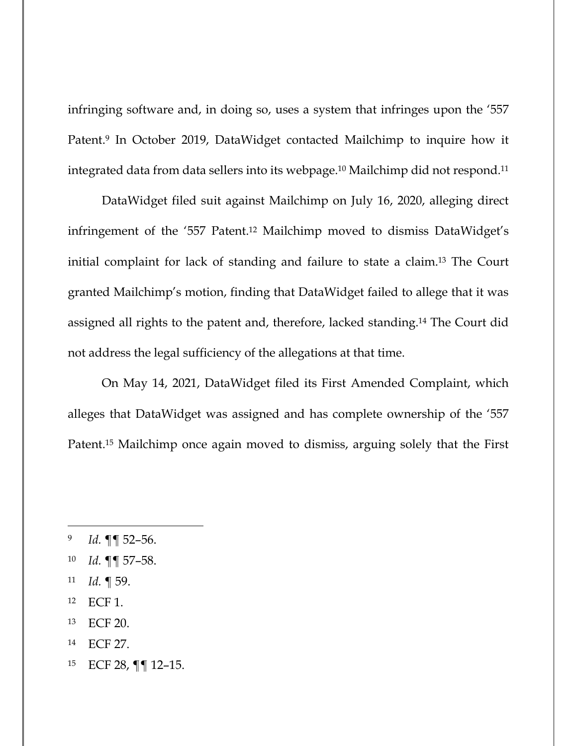infringing software and, in doing so, uses a system that infringes upon the '557 Patent.[9] In October 2019, DataWidget contacted Mailchimp to inquire how it integrated data from data sellers into its webpage.[10] Mailchimp did not respond.[11]

DataWidget filed suit against Mailchimp on July 16, 2020, alleging direct infringement of the '557 Patent.[12] Mailchimp moved to dismiss DataWidget's initial complaint for lack of standing and failure to state a claim.[13] The Court granted Mailchimp's motion, finding that DataWidget failed to allege that it was assigned all rights to the patent and, therefore, lacked standing.[14] The Court did not address the legal sufficiency of the allegations at that time.

On May 14, 2021, DataWidget filed its First Amended Complaint, which alleges that DataWidget was assigned and has complete ownership of the '557 Patent.[15] Mailchimp once again moved to dismiss, arguing solely that the First

---

[9] *Id.* ¶¶ 52–56.

[10] *Id.* ¶¶ 57–58.

[11] *Id.* ¶ 59.

[12] ECF 1.

[13] ECF 20.

[14] ECF 27.

[15] ECF 28, ¶¶ 12–15.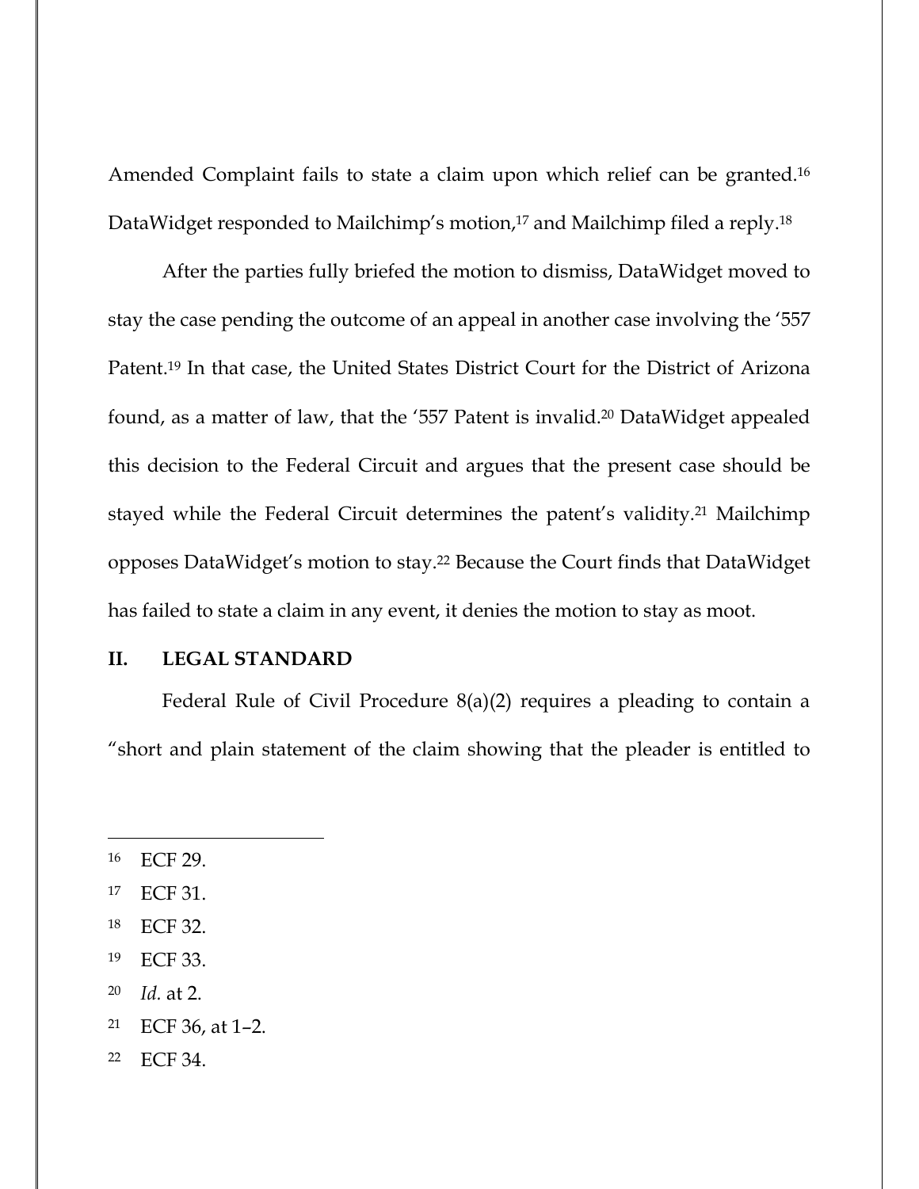Amended Complaint fails to state a claim upon which relief can be granted.[16] DataWidget responded to Mailchimp's motion,[17] and Mailchimp filed a reply.[18]

After the parties fully briefed the motion to dismiss, DataWidget moved to stay the case pending the outcome of an appeal in another case involving the '557 Patent.[19] In that case, the United States District Court for the District of Arizona found, as a matter of law, that the '557 Patent is invalid.[20] DataWidget appealed this decision to the Federal Circuit and argues that the present case should be stayed while the Federal Circuit determines the patent's validity.[21] Mailchimp opposes DataWidget's motion to stay.[22] Because the Court finds that DataWidget has failed to state a claim in any event, it denies the motion to stay as moot.

## II. LEGAL STANDARD

Federal Rule of Civil Procedure 8(a)(2) requires a pleading to contain a "short and plain statement of the claim showing that the pleader is entitled to

---

[16] ECF 29.

[17] ECF 31.

[18] ECF 32.

[19] ECF 33.

[20] *Id.* at 2.

[21] ECF 36, at 1–2.

[22] ECF 34.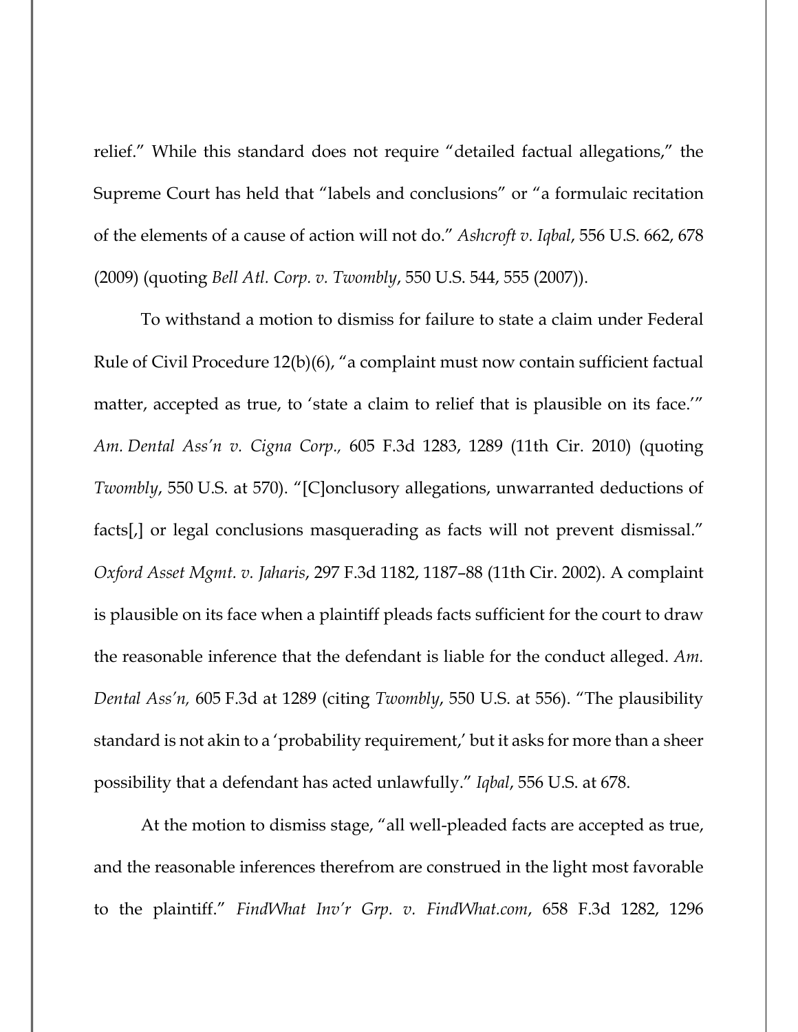relief." While this standard does not require "detailed factual allegations," the Supreme Court has held that "labels and conclusions" or "a formulaic recitation of the elements of a cause of action will not do." *Ashcroft v. Iqbal*, 556 U.S. 662, 678 (2009) (quoting *Bell Atl. Corp. v. Twombly*, 550 U.S. 544, 555 (2007)).

To withstand a motion to dismiss for failure to state a claim under Federal Rule of Civil Procedure 12(b)(6), "a complaint must now contain sufficient factual matter, accepted as true, to 'state a claim to relief that is plausible on its face.'" *Am. Dental Ass'n v. Cigna Corp.,* 605 F.3d 1283, 1289 (11th Cir. 2010) (quoting *Twombly*, 550 U.S. at 570). "[C]onclusory allegations, unwarranted deductions of facts[,] or legal conclusions masquerading as facts will not prevent dismissal." *Oxford Asset Mgmt. v. Jaharis*, 297 F.3d 1182, 1187–88 (11th Cir. 2002). A complaint is plausible on its face when a plaintiff pleads facts sufficient for the court to draw the reasonable inference that the defendant is liable for the conduct alleged. *Am. Dental Ass'n,* 605 F.3d at 1289 (citing *Twombly*, 550 U.S. at 556). "The plausibility standard is not akin to a 'probability requirement,' but it asks for more than a sheer possibility that a defendant has acted unlawfully." *Iqbal*, 556 U.S. at 678.

At the motion to dismiss stage, "all well-pleaded facts are accepted as true, and the reasonable inferences therefrom are construed in the light most favorable to the plaintiff." *FindWhat Inv'r Grp. v. FindWhat.com*, 658 F.3d 1282, 1296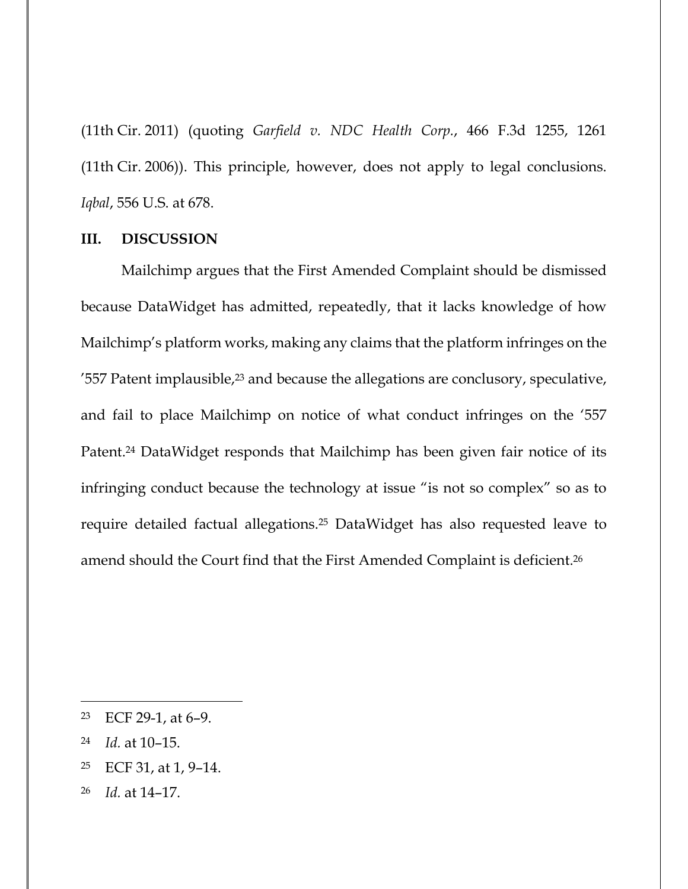(11th Cir. 2011) (quoting *Garfield v. NDC Health Corp.*, 466 F.3d 1255, 1261 (11th Cir. 2006)). This principle, however, does not apply to legal conclusions. *Iqbal*, 556 U.S. at 678.

## III. DISCUSSION

Mailchimp argues that the First Amended Complaint should be dismissed because DataWidget has admitted, repeatedly, that it lacks knowledge of how Mailchimp's platform works, making any claims that the platform infringes on the '557 Patent implausible,[23] and because the allegations are conclusory, speculative, and fail to place Mailchimp on notice of what conduct infringes on the '557 Patent.[24] DataWidget responds that Mailchimp has been given fair notice of its infringing conduct because the technology at issue "is not so complex" so as to require detailed factual allegations.[25] DataWidget has also requested leave to amend should the Court find that the First Amended Complaint is deficient.[26]

---

[23] ECF 29-1, at 6–9.

[24] *Id.* at 10–15.

[25] ECF 31, at 1, 9–14.

[26] *Id.* at 14–17.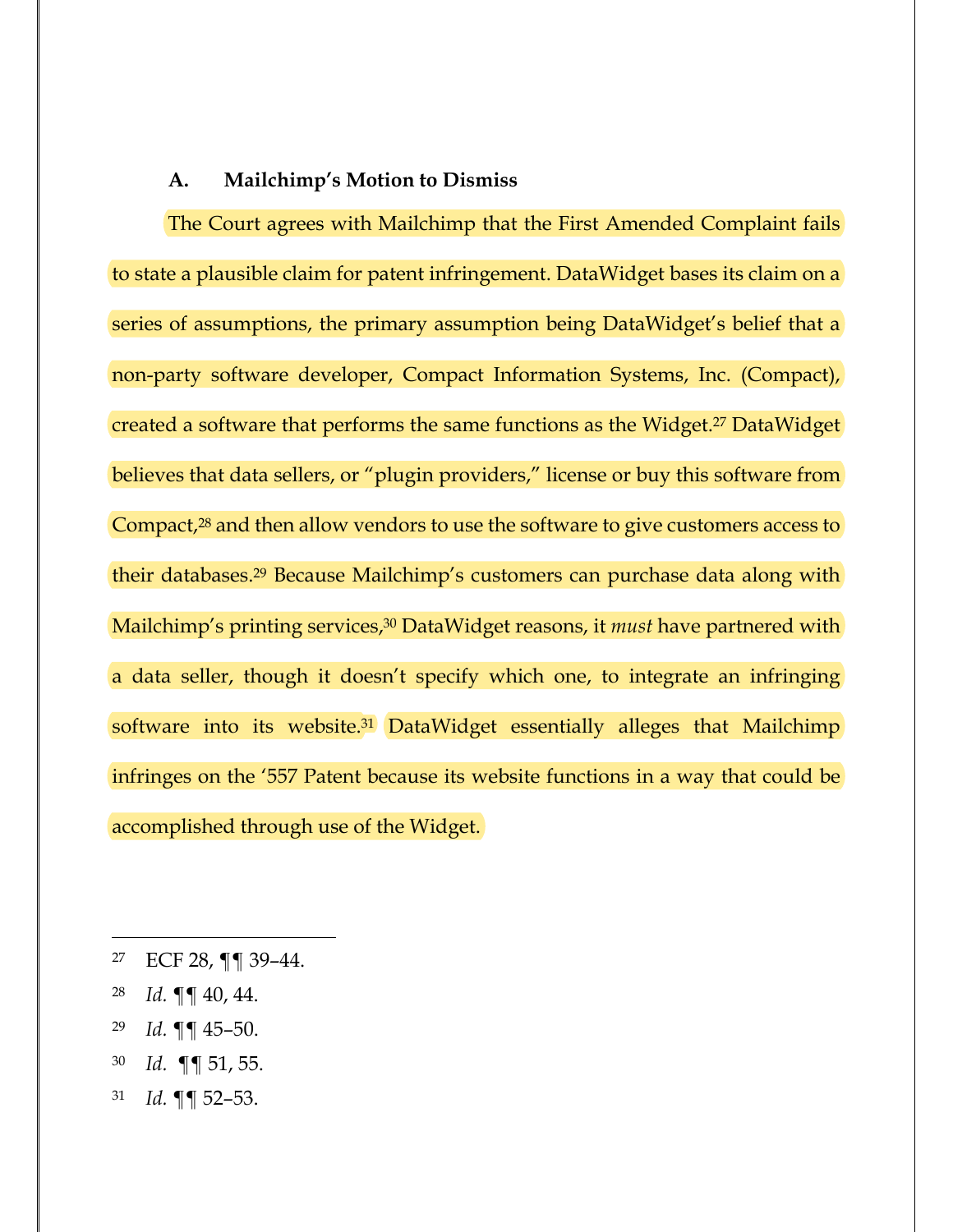### A. Mailchimp's Motion to Dismiss

The Court agrees with Mailchimp that the First Amended Complaint fails to state a plausible claim for patent infringement. DataWidget bases its claim on a series of assumptions, the primary assumption being DataWidget's belief that a non-party software developer, Compact Information Systems, Inc. (Compact), created a software that performs the same functions as the Widget.[27] DataWidget believes that data sellers, or "plugin providers," license or buy this software from Compact,[28] and then allow vendors to use the software to give customers access to their databases.[29] Because Mailchimp's customers can purchase data along with Mailchimp's printing services,[30] DataWidget reasons, it *must* have partnered with a data seller, though it doesn't specify which one, to integrate an infringing software into its website.[31] DataWidget essentially alleges that Mailchimp infringes on the '557 Patent because its website functions in a way that could be accomplished through use of the Widget.

---

[27] ECF 28, ¶¶ 39–44.

[28] *Id.* ¶¶ 40, 44.

[29] *Id.* ¶¶ 45–50.

[30] *Id.* ¶¶ 51, 55.

[31] *Id.* ¶¶ 52–53.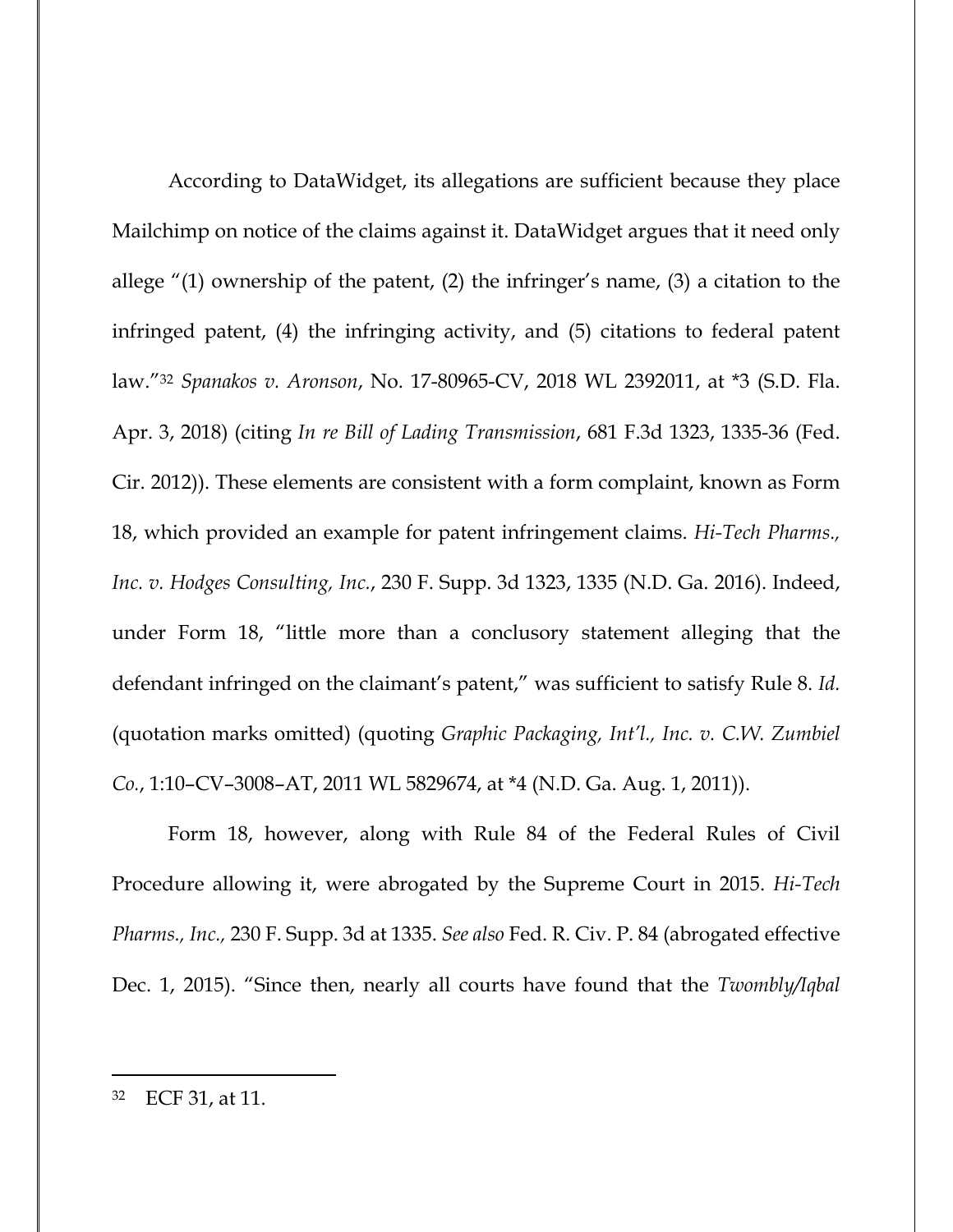According to DataWidget, its allegations are sufficient because they place Mailchimp on notice of the claims against it. DataWidget argues that it need only allege "(1) ownership of the patent, (2) the infringer's name, (3) a citation to the infringed patent, (4) the infringing activity, and (5) citations to federal patent law."[32] *Spanakos v. Aronson*, No. 17-80965-CV, 2018 WL 2392011, at *3 (S.D. Fla. Apr. 3, 2018) (citing *In re Bill of Lading Transmission*, 681 F.3d 1323, 1335-36 (Fed. Cir. 2012)). These elements are consistent with a form complaint, known as Form 18, which provided an example for patent infringement claims. *Hi-Tech Pharms., Inc. v. Hodges Consulting, Inc.*, 230 F. Supp. 3d 1323, 1335 (N.D. Ga. 2016). Indeed, under Form 18, "little more than a conclusory statement alleging that the defendant infringed on the claimant's patent," was sufficient to satisfy Rule 8. *Id.* (quotation marks omitted) (quoting *Graphic Packaging, Int'l., Inc. v. C.W. Zumbiel Co.*, 1:10–CV–3008–AT, 2011 WL 5829674, at *4 (N.D. Ga. Aug. 1, 2011)).

Form 18, however, along with Rule 84 of the Federal Rules of Civil Procedure allowing it, were abrogated by the Supreme Court in 2015. *Hi-Tech Pharms., Inc.,* 230 F. Supp. 3d at 1335. *See also* Fed. R. Civ. P. 84 (abrogated effective Dec. 1, 2015). "Since then, nearly all courts have found that the *Twombly/Iqbal*

---

[32] ECF 31, at 11.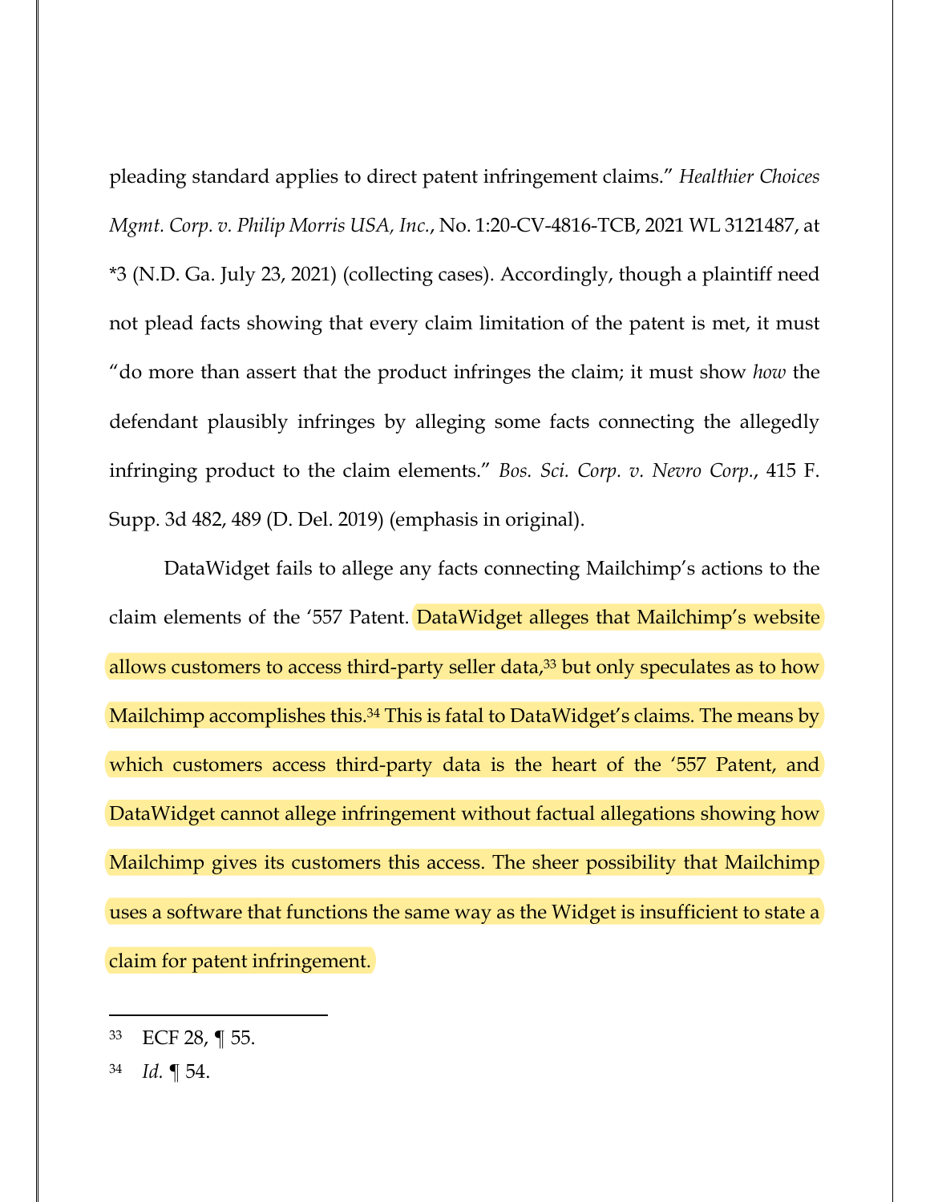pleading standard applies to direct patent infringement claims." *Healthier Choices Mgmt. Corp. v. Philip Morris USA, Inc.*, No. 1:20-CV-4816-TCB, 2021 WL 3121487, at *3 (N.D. Ga. July 23, 2021) (collecting cases). Accordingly, though a plaintiff need not plead facts showing that every claim limitation of the patent is met, it must "do more than assert that the product infringes the claim; it must show *how* the defendant plausibly infringes by alleging some facts connecting the allegedly infringing product to the claim elements." *Bos. Sci. Corp. v. Nevro Corp.*, 415 F. Supp. 3d 482, 489 (D. Del. 2019) (emphasis in original).

DataWidget fails to allege any facts connecting Mailchimp's actions to the claim elements of the '557 Patent. DataWidget alleges that Mailchimp's website allows customers to access third-party seller data,[33] but only speculates as to how Mailchimp accomplishes this.[34] This is fatal to DataWidget's claims. The means by which customers access third-party data is the heart of the '557 Patent, and DataWidget cannot allege infringement without factual allegations showing how Mailchimp gives its customers this access. The sheer possibility that Mailchimp uses a software that functions the same way as the Widget is insufficient to state a claim for patent infringement.

---

[33] ECF 28, ¶ 55.

[34] *Id.* ¶ 54.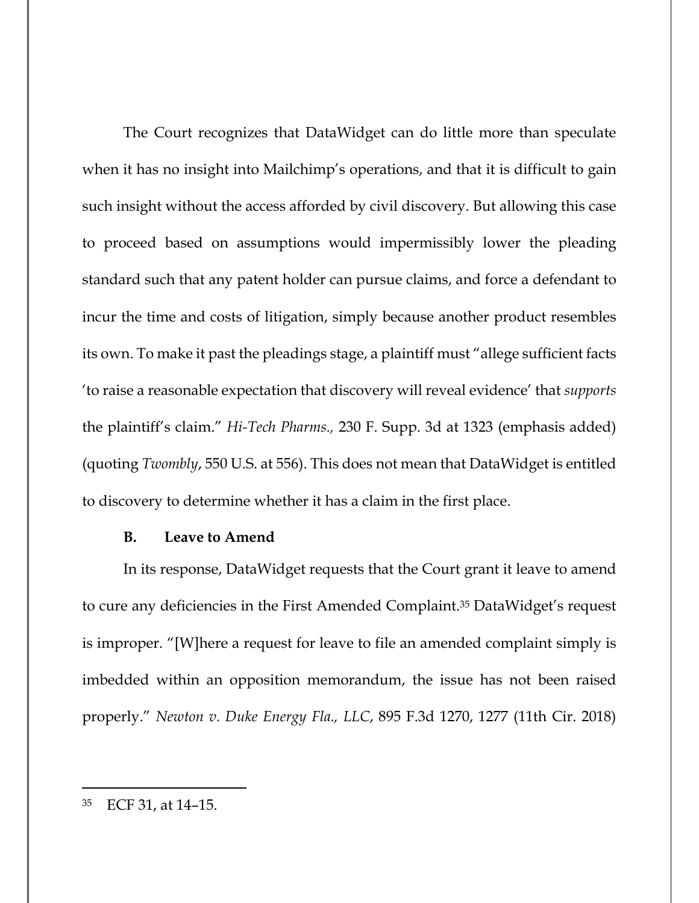The Court recognizes that DataWidget can do little more than speculate when it has no insight into Mailchimp's operations, and that it is difficult to gain such insight without the access afforded by civil discovery. But allowing this case to proceed based on assumptions would impermissibly lower the pleading standard such that any patent holder can pursue claims, and force a defendant to incur the time and costs of litigation, simply because another product resembles its own. To make it past the pleadings stage, a plaintiff must "allege sufficient facts 'to raise a reasonable expectation that discovery will reveal evidence' that *supports* the plaintiff's claim." *Hi-Tech Pharms.,* 230 F. Supp. 3d at 1323 (emphasis added) (quoting *Twombly*, 550 U.S. at 556). This does not mean that DataWidget is entitled to discovery to determine whether it has a claim in the first place.

### B. Leave to Amend

In its response, DataWidget requests that the Court grant it leave to amend to cure any deficiencies in the First Amended Complaint.[35] DataWidget's request is improper. "[W]here a request for leave to file an amended complaint simply is imbedded within an opposition memorandum, the issue has not been raised properly." *Newton v. Duke Energy Fla., LLC*, 895 F.3d 1270, 1277 (11th Cir. 2018)

---

[35] ECF 31, at 14–15.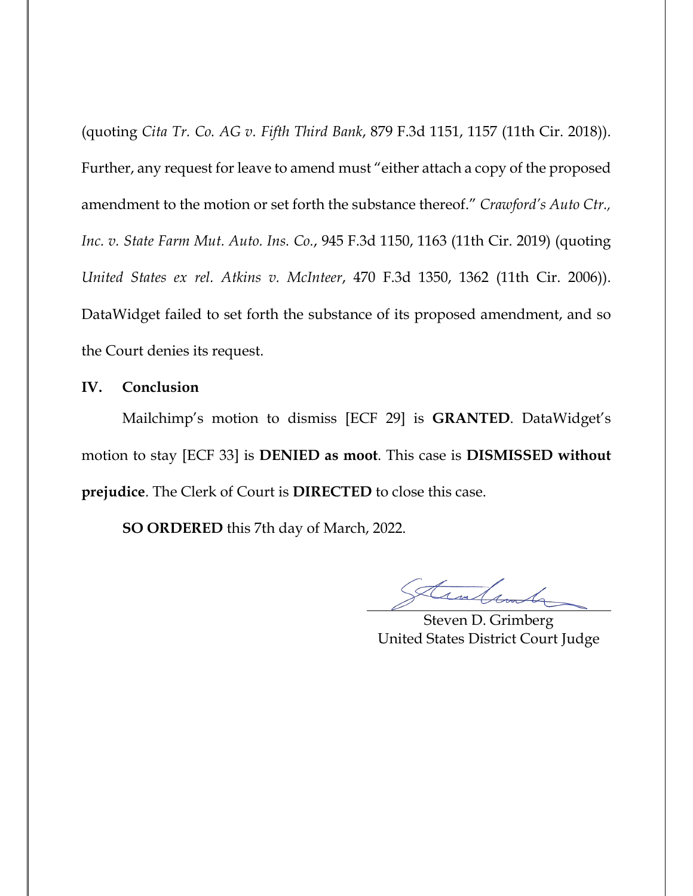(quoting *Cita Tr. Co. AG v. Fifth Third Bank*, 879 F.3d 1151, 1157 (11th Cir. 2018)). Further, any request for leave to amend must "either attach a copy of the proposed amendment to the motion or set forth the substance thereof." *Crawford's Auto Ctr., Inc. v. State Farm Mut. Auto. Ins. Co.*, 945 F.3d 1150, 1163 (11th Cir. 2019) (quoting *United States ex rel. Atkins v. McInteer*, 470 F.3d 1350, 1362 (11th Cir. 2006)). DataWidget failed to set forth the substance of its proposed amendment, and so the Court denies its request.

## IV. Conclusion

Mailchimp's motion to dismiss [ECF 29] is **GRANTED**. DataWidget's motion to stay [ECF 33] is **DENIED as moot**. This case is **DISMISSED without prejudice**. The Clerk of Court is **DIRECTED** to close this case.

**SO ORDERED** this 7th day of March, 2022.

Steven D. Grimberg
United States District Court Judge